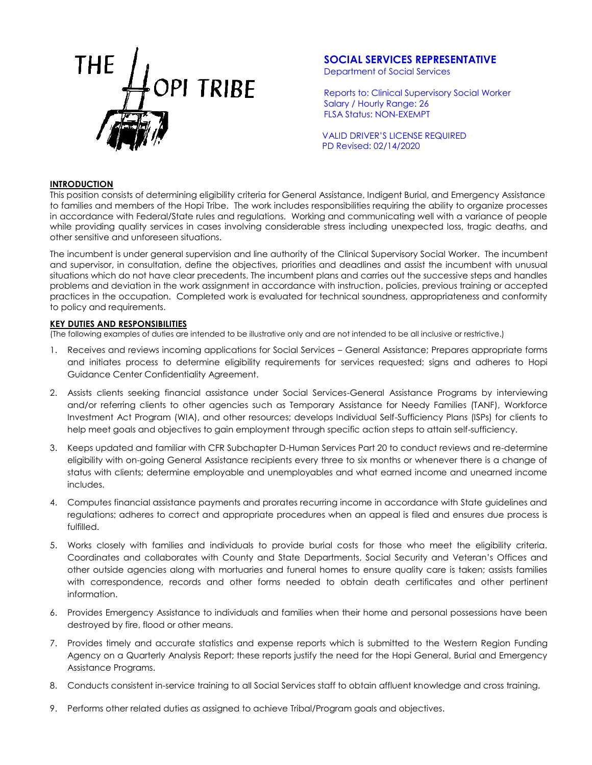THE HOPI TRIBE

# SOCIAL SERVICES REPRESENTATIVE

Department of Social Services

Reports to: Clinical Supervisory Social Worker
Salary / Hourly Range: 26
FLSA Status: NON-EXEMPT

VALID DRIVER'S LICENSE REQUIRED
PD Revised: 02/14/2020

## INTRODUCTION

This position consists of determining eligibility criteria for General Assistance, Indigent Burial, and Emergency Assistance to families and members of the Hopi Tribe. The work includes responsibilities requiring the ability to organize processes in accordance with Federal/State rules and regulations. Working and communicating well with a variance of people while providing quality services in cases involving considerable stress including unexpected loss, tragic deaths, and other sensitive and unforeseen situations.

The incumbent is under general supervision and line authority of the Clinical Supervisory Social Worker. The incumbent and supervisor, in consultation, define the objectives, priorities and deadlines and assist the incumbent with unusual situations which do not have clear precedents. The incumbent plans and carries out the successive steps and handles problems and deviation in the work assignment in accordance with instruction, policies, previous training or accepted practices in the occupation. Completed work is evaluated for technical soundness, appropriateness and conformity to policy and requirements.

## KEY DUTIES AND RESPONSIBILITIES

(The following examples of duties are intended to be illustrative only and are not intended to be all inclusive or restrictive.)

1. Receives and reviews incoming applications for Social Services – General Assistance; Prepares appropriate forms and initiates process to determine eligibility requirements for services requested; signs and adheres to Hopi Guidance Center Confidentiality Agreement.
2. Assists clients seeking financial assistance under Social Services-General Assistance Programs by interviewing and/or referring clients to other agencies such as Temporary Assistance for Needy Families (TANF), Workforce Investment Act Program (WIA), and other resources; develops Individual Self-Sufficiency Plans (ISPs) for clients to help meet goals and objectives to gain employment through specific action steps to attain self-sufficiency.
3. Keeps updated and familiar with CFR Subchapter D-Human Services Part 20 to conduct reviews and re-determine eligibility with on-going General Assistance recipients every three to six months or whenever there is a change of status with clients; determine employable and unemployables and what earned income and unearned income includes.
4. Computes financial assistance payments and prorates recurring income in accordance with State guidelines and regulations; adheres to correct and appropriate procedures when an appeal is filed and ensures due process is fulfilled.
5. Works closely with families and individuals to provide burial costs for those who meet the eligibility criteria. Coordinates and collaborates with County and State Departments, Social Security and Veteran's Offices and other outside agencies along with mortuaries and funeral homes to ensure quality care is taken; assists families with correspondence, records and other forms needed to obtain death certificates and other pertinent information.
6. Provides Emergency Assistance to individuals and families when their home and personal possessions have been destroyed by fire, flood or other means.
7. Provides timely and accurate statistics and expense reports which is submitted to the Western Region Funding Agency on a Quarterly Analysis Report; these reports justify the need for the Hopi General, Burial and Emergency Assistance Programs.
8. Conducts consistent in-service training to all Social Services staff to obtain affluent knowledge and cross training.
9. Performs other related duties as assigned to achieve Tribal/Program goals and objectives.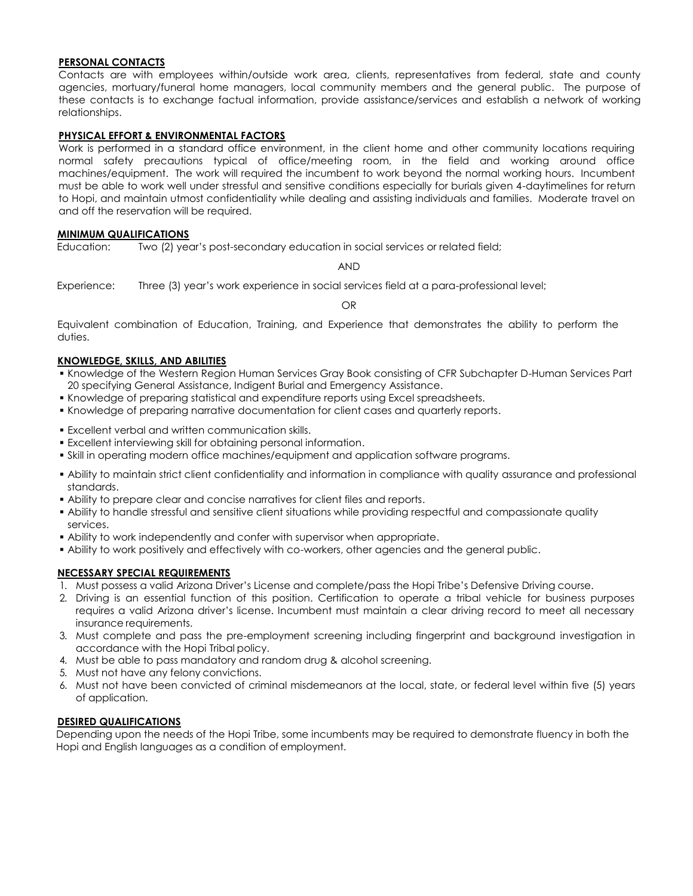**PERSONAL CONTACTS**

Contacts are with employees within/outside work area, clients, representatives from federal, state and county agencies, mortuary/funeral home managers, local community members and the general public. The purpose of these contacts is to exchange factual information, provide assistance/services and establish a network of working relationships.

**PHYSICAL EFFORT & ENVIRONMENTAL FACTORS**

Work is performed in a standard office environment, in the client home and other community locations requiring normal safety precautions typical of office/meeting room, in the field and working around office machines/equipment. The work will required the incumbent to work beyond the normal working hours. Incumbent must be able to work well under stressful and sensitive conditions especially for burials given 4-daytimelines for return to Hopi, and maintain utmost confidentiality while dealing and assisting individuals and families. Moderate travel on and off the reservation will be required.

**MINIMUM QUALIFICATIONS**

Education: Two (2) year's post-secondary education in social services or related field;

AND

Experience: Three (3) year's work experience in social services field at a para-professional level;

OR

Equivalent combination of Education, Training, and Experience that demonstrates the ability to perform the duties.

**KNOWLEDGE, SKILLS, AND ABILITIES**

- Knowledge of the Western Region Human Services Gray Book consisting of CFR Subchapter D-Human Services Part 20 specifying General Assistance, Indigent Burial and Emergency Assistance.
- Knowledge of preparing statistical and expenditure reports using Excel spreadsheets.
- Knowledge of preparing narrative documentation for client cases and quarterly reports.
- Excellent verbal and written communication skills.
- Excellent interviewing skill for obtaining personal information.
- Skill in operating modern office machines/equipment and application software programs.
- Ability to maintain strict client confidentiality and information in compliance with quality assurance and professional standards.
- Ability to prepare clear and concise narratives for client files and reports.
- Ability to handle stressful and sensitive client situations while providing respectful and compassionate quality services.
- Ability to work independently and confer with supervisor when appropriate.
- Ability to work positively and effectively with co-workers, other agencies and the general public.

**NECESSARY SPECIAL REQUIREMENTS**

1. Must possess a valid Arizona Driver's License and complete/pass the Hopi Tribe's Defensive Driving course.
2. Driving is an essential function of this position. Certification to operate a tribal vehicle for business purposes requires a valid Arizona driver's license. Incumbent must maintain a clear driving record to meet all necessary insurance requirements.
3. Must complete and pass the pre-employment screening including fingerprint and background investigation in accordance with the Hopi Tribal policy.
4. Must be able to pass mandatory and random drug & alcohol screening.
5. Must not have any felony convictions.
6. Must not have been convicted of criminal misdemeanors at the local, state, or federal level within five (5) years of application.

**DESIRED QUALIFICATIONS**

Depending upon the needs of the Hopi Tribe, some incumbents may be required to demonstrate fluency in both the Hopi and English languages as a condition of employment.